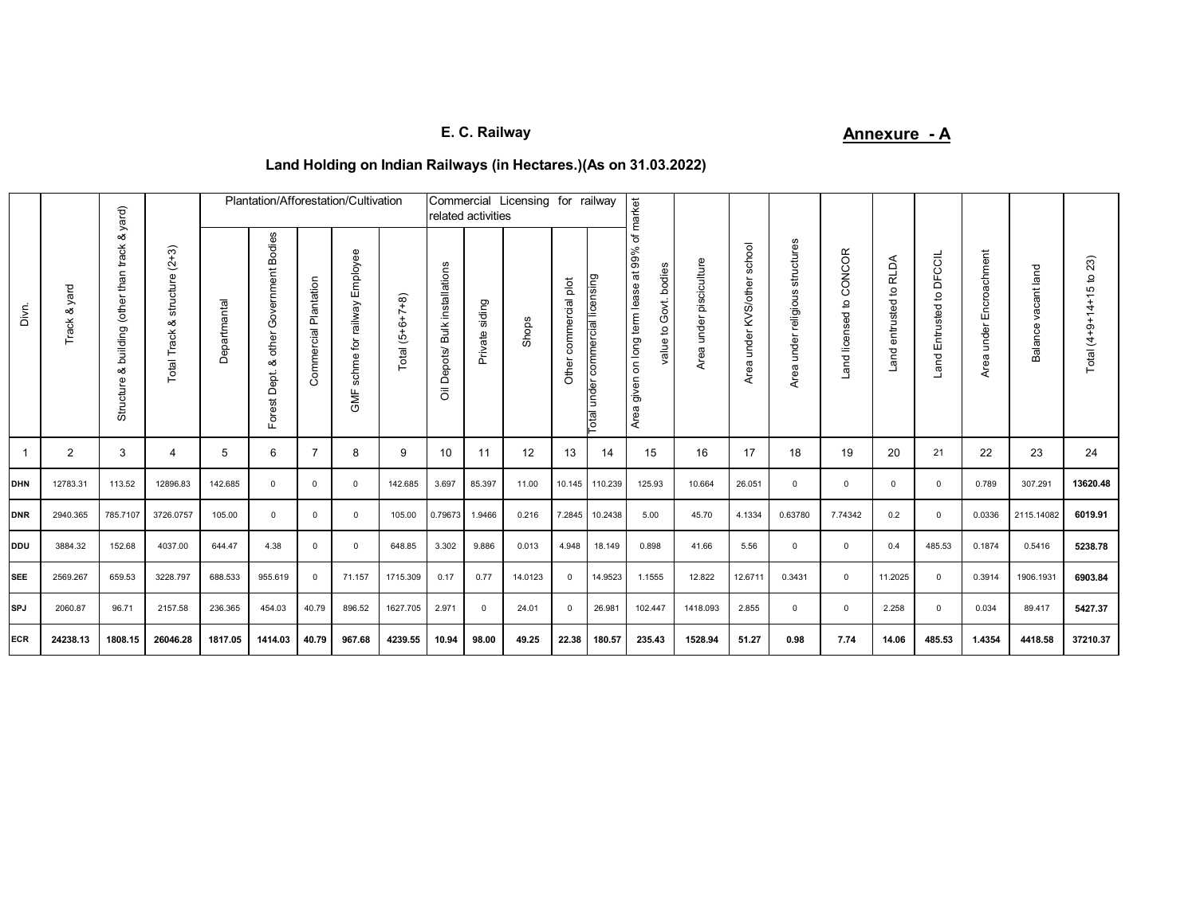E. C. Railway

**Annexure - A**

## Land Holding on Indian Railways (in Hectares.)(As on 31.03.2022)

| Divn. | Track & yard | Structure & building (other than track & yard) | Total Track & structure (2+3) | Plantation/Afforestation/Cultivation | | | | | Commercial Licensing for railway related activities | | | | | Area given on long term lease at 99% of market value to Govt. bodies | Area under pisciculture | Area under KVS/other school | Area under religious structures | Land licensed to CONCOR | Land entrusted to RLDA | Land Entrusted to DFCCIL | Area under Encroachment | Balance vacant land | Total (4+9+14+15 to 23) |
|---|---|---|---|---|---|---|---|---|---|---|---|---|---|---|---|---|---|---|---|---|---|---|---|
| | | | | Departmantal | Forest Dept. & other Government Bodies | Commercial Plantation | GMF schme for railway Employee | Total (5+6+7+8) | Oil Depots/ Bulk installations | Private siding | Shops | Other commercial plot | Total under commercial licensing | | | | | | | | | | |
| 1 | 2 | 3 | 4 | 5 | 6 | 7 | 8 | 9 | 10 | 11 | 12 | 13 | 14 | 15 | 16 | 17 | 18 | 19 | 20 | 21 | 22 | 23 | 24 |
| DHN | 12783.31 | 113.52 | 12896.83 | 142.685 | 0 | 0 | 0 | 142.685 | 3.697 | 85.397 | 11.00 | 10.145 | 110.239 | 125.93 | 10.664 | 26.051 | 0 | 0 | 0 | 0 | 0.789 | 307.291 | **13620.48** |
| DNR | 2940.365 | 785.7107 | 3726.0757 | 105.00 | 0 | 0 | 0 | 105.00 | 0.79673 | 1.9466 | 0.216 | 7.2845 | 10.2438 | 5.00 | 45.70 | 4.1334 | 0.63780 | 7.74342 | 0.2 | 0 | 0.0336 | 2115.14082 | **6019.91** |
| DDU | 3884.32 | 152.68 | 4037.00 | 644.47 | 4.38 | 0 | 0 | 648.85 | 3.302 | 9.886 | 0.013 | 4.948 | 18.149 | 0.898 | 41.66 | 5.56 | 0 | 0 | 0.4 | 485.53 | 0.1874 | 0.5416 | **5238.78** |
| SEE | 2569.267 | 659.53 | 3228.797 | 688.533 | 955.619 | 0 | 71.157 | 1715.309 | 0.17 | 0.77 | 14.0123 | 0 | 14.9523 | 1.1555 | 12.822 | 12.6711 | 0.3431 | 0 | 11.2025 | 0 | 0.3914 | 1906.1931 | **6903.84** |
| SPJ | 2060.87 | 96.71 | 2157.58 | 236.365 | 454.03 | 40.79 | 896.52 | 1627.705 | 2.971 | 0 | 24.01 | 0 | 26.981 | 102.447 | 1418.093 | 2.855 | 0 | 0 | 2.258 | 0 | 0.034 | 89.417 | **5427.37** |
| **ECR** | **24238.13** | **1808.15** | **26046.28** | **1817.05** | **1414.03** | **40.79** | **967.68** | **4239.55** | **10.94** | **98.00** | **49.25** | **22.38** | **180.57** | **235.43** | **1528.94** | **51.27** | **0.98** | **7.74** | **14.06** | **485.53** | **1.4354** | **4418.58** | **37210.37** |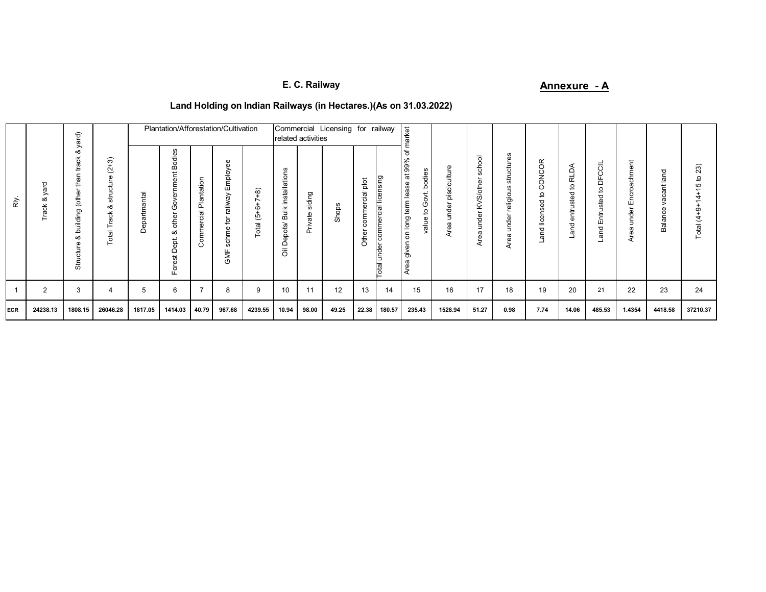E. C. Railway

**Annexure - A**

**Land Holding on Indian Railways (in Hectares.)(As on 31.03.2022)**

| Rly. | Track & yard | Structure & building (other than track & yard) | Total Track & structure (2+3) | Plantation/Afforestation/Cultivation | | | | | Commercial Licensing for railway related activities | | | | | Area given on long term lease at 99% of market value to Govt. bodies | Area under pisciculture | Area under KVS/other school | Area under religious structures | Land licensed to CONCOR | Land entrusted to RLDA | Land Entrusted to DFCCIL | Area under Encroachment | Balance vacant land | Total (4+9+14+15 to 23) |
|---|---|---|---|---|---|---|---|---|---|---|---|---|---|---|---|---|---|---|---|---|---|---|---|
| | | | | Departmantal | Forest Dept. & other Government Bodies | Commercial Plantation | GMF schme for railway Employee | Total (5+6+7+8) | Oil Depots/ Bulk installations | Private siding | Shops | Other commercial plot | Total under commercial licensing | | | | | | | | | | |
| 1 | 2 | 3 | 4 | 5 | 6 | 7 | 8 | 9 | 10 | 11 | 12 | 13 | 14 | 15 | 16 | 17 | 18 | 19 | 20 | 21 | 22 | 23 | 24 |
| **ECR** | **24238.13** | **1808.15** | **26046.28** | **1817.05** | **1414.03** | **40.79** | **967.68** | **4239.55** | **10.94** | **98.00** | **49.25** | **22.38** | **180.57** | **235.43** | **1528.94** | **51.27** | **0.98** | **7.74** | **14.06** | **485.53** | **1.4354** | **4418.58** | **37210.37** |